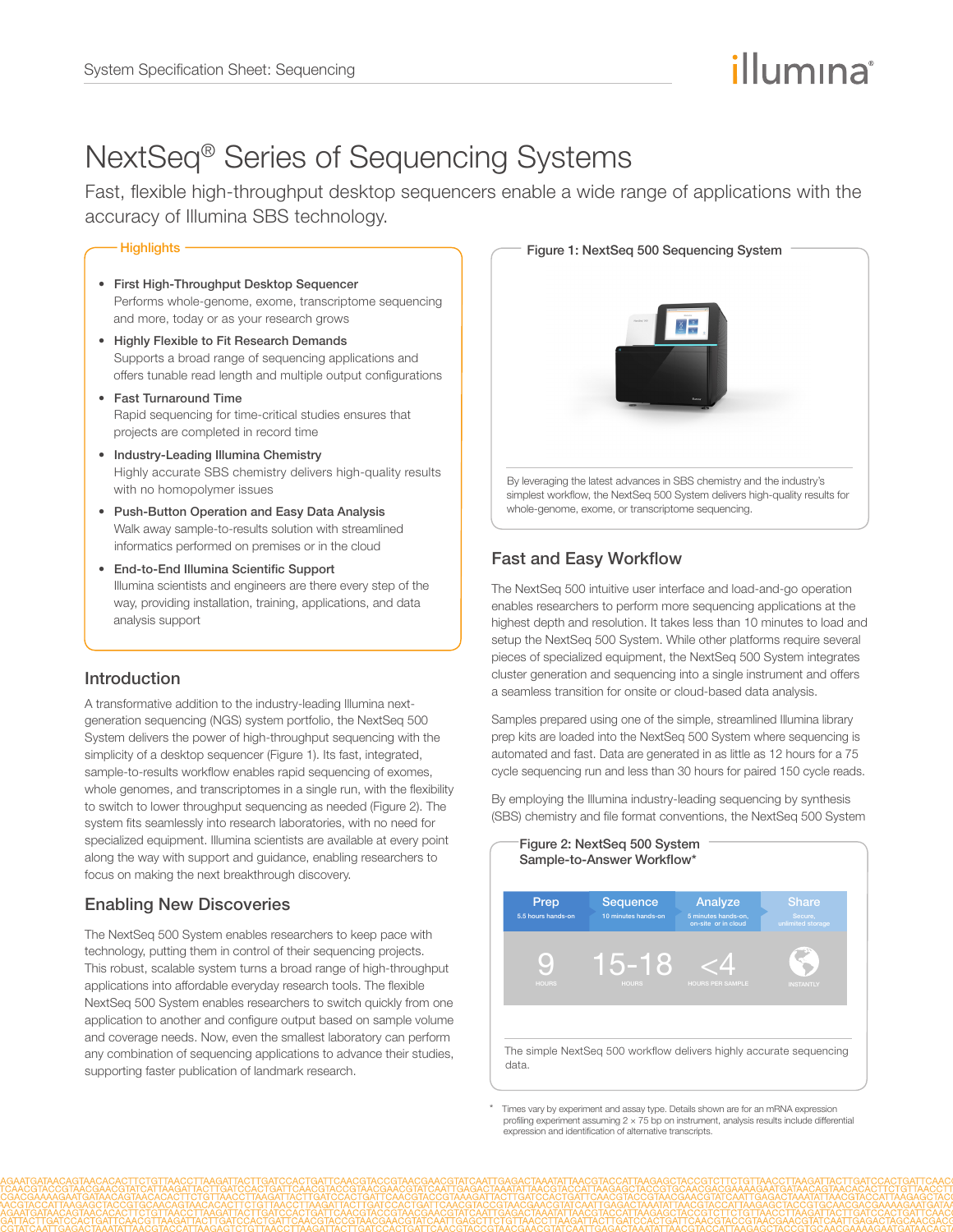# NextSeq® Series of Sequencing Systems

Fast, flexible high-throughput desktop sequencers enable a wide range of applications with the accuracy of Illumina SBS technology.

## Highlights

- **First High-Throughput Desktop Sequencer**
  Performs whole-genome, exome, transcriptome sequencing and more, today or as your research grows
- **Highly Flexible to Fit Research Demands**
  Supports a broad range of sequencing applications and offers tunable read length and multiple output configurations
- **Fast Turnaround Time**
  Rapid sequencing for time-critical studies ensures that projects are completed in record time
- **Industry-Leading Illumina Chemistry**
  Highly accurate SBS chemistry delivers high-quality results with no homopolymer issues
- **Push-Button Operation and Easy Data Analysis**
  Walk away sample-to-results solution with streamlined informatics performed on premises or in the cloud
- **End-to-End Illumina Scientific Support**
  Illumina scientists and engineers are there every step of the way, providing installation, training, applications, and data analysis support

## Introduction

A transformative addition to the industry-leading Illumina next-generation sequencing (NGS) system portfolio, the NextSeq 500 System delivers the power of high-throughput sequencing with the simplicity of a desktop sequencer (Figure 1). Its fast, integrated, sample-to-results workflow enables rapid sequencing of exomes, whole genomes, and transcriptomes in a single run, with the flexibility to switch to lower throughput sequencing as needed (Figure 2). The system fits seamlessly into research laboratories, with no need for specialized equipment. Illumina scientists are available at every point along the way with support and guidance, enabling researchers to focus on making the next breakthrough discovery.

## Enabling New Discoveries

The NextSeq 500 System enables researchers to keep pace with technology, putting them in control of their sequencing projects. This robust, scalable system turns a broad range of high-throughput applications into affordable everyday research tools. The flexible NextSeq 500 System enables researchers to switch quickly from one application to another and configure output based on sample volume and coverage needs. Now, even the smallest laboratory can perform any combination of sequencing applications to advance their studies, supporting faster publication of landmark research.

**Figure 1: NextSeq 500 Sequencing System**

By leveraging the latest advances in SBS chemistry and the industry's simplest workflow, the NextSeq 500 System delivers high-quality results for whole-genome, exome, or transcriptome sequencing.

## Fast and Easy Workflow

The NextSeq 500 intuitive user interface and load-and-go operation enables researchers to perform more sequencing applications at the highest depth and resolution. It takes less than 10 minutes to load and setup the NextSeq 500 System. While other platforms require several pieces of specialized equipment, the NextSeq 500 System integrates cluster generation and sequencing into a single instrument and offers a seamless transition for onsite or cloud-based data analysis.

Samples prepared using one of the simple, streamlined Illumina library prep kits are loaded into the NextSeq 500 System where sequencing is automated and fast. Data are generated in as little as 12 hours for a 75 cycle sequencing run and less than 30 hours for paired 150 cycle reads.

By employing the Illumina industry-leading sequencing by synthesis (SBS) chemistry and file format conventions, the NextSeq 500 System

**Figure 2: NextSeq 500 System Sample-to-Answer Workflow***

| Prep | Sequence | Analyze | Share |
|---|---|---|---|
| 5.5 hours hands-on | 10 minutes hands-on | 5 minutes hands-on, on-site or in cloud | Secure, unlimited storage |
| 9 HOURS | 15-18 HOURS | <4 HOURS PER SAMPLE | INSTANTLY |

The simple NextSeq 500 workflow delivers highly accurate sequencing data.

\* Times vary by experiment and assay type. Details shown are for an mRNA expression profiling experiment assuming 2 × 75 bp on instrument, analysis results include differential expression and identification of alternative transcripts.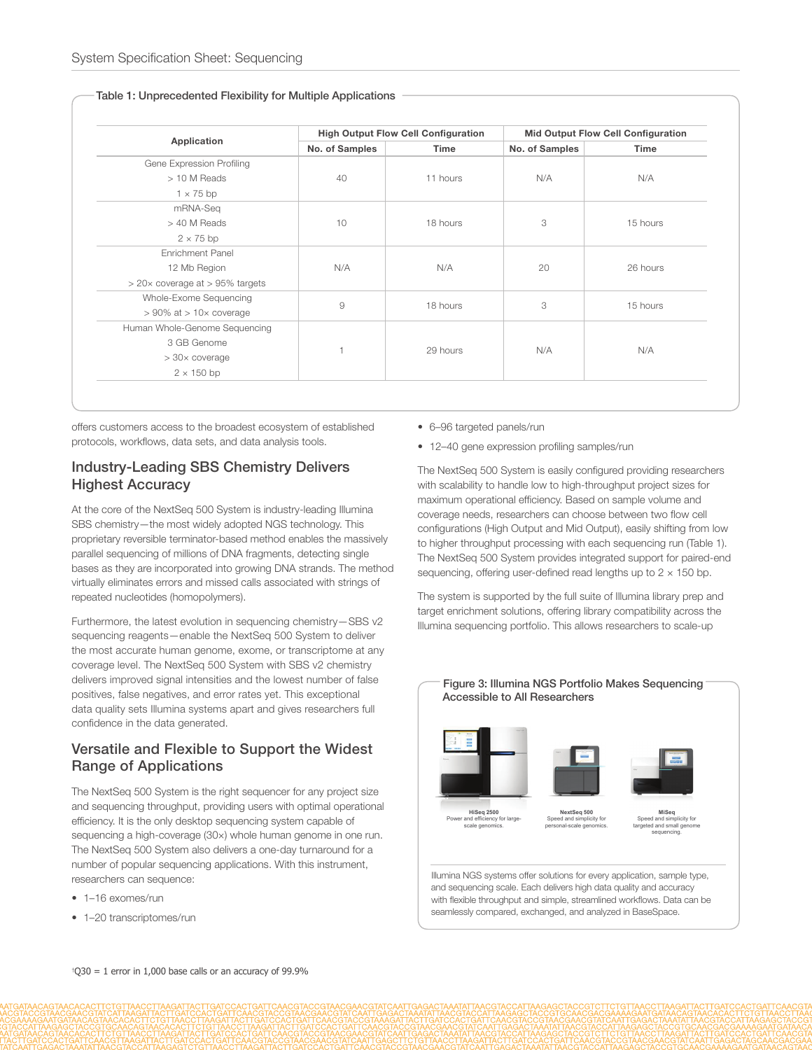Table 1: Unprecedented Flexibility for Multiple Applications

| Application | High Output Flow Cell Configuration | | Mid Output Flow Cell Configuration | |
|---|---|---|---|---|
| | No. of Samples | Time | No. of Samples | Time |
| Gene Expression Profiling > 10 M Reads 1 × 75 bp | 40 | 11 hours | N/A | N/A |
| mRNA-Seq > 40 M Reads 2 × 75 bp | 10 | 18 hours | 3 | 15 hours |
| Enrichment Panel 12 Mb Region > 20× coverage at > 95% targets | N/A | N/A | 20 | 26 hours |
| Whole-Exome Sequencing > 90% at > 10× coverage | 9 | 18 hours | 3 | 15 hours |
| Human Whole-Genome Sequencing 3 GB Genome > 30× coverage 2 × 150 bp | 1 | 29 hours | N/A | N/A |

offers customers access to the broadest ecosystem of established protocols, workflows, data sets, and data analysis tools.

## Industry-Leading SBS Chemistry Delivers Highest Accuracy

At the core of the NextSeq 500 System is industry-leading Illumina SBS chemistry—the most widely adopted NGS technology. This proprietary reversible terminator-based method enables the massively parallel sequencing of millions of DNA fragments, detecting single bases as they are incorporated into growing DNA strands. The method virtually eliminates errors and missed calls associated with strings of repeated nucleotides (homopolymers).

Furthermore, the latest evolution in sequencing chemistry—SBS v2 sequencing reagents—enable the NextSeq 500 System to deliver the most accurate human genome, exome, or transcriptome at any coverage level. The NextSeq 500 System with SBS v2 chemistry delivers improved signal intensities and the lowest number of false positives, false negatives, and error rates yet. This exceptional data quality sets Illumina systems apart and gives researchers full confidence in the data generated.

## Versatile and Flexible to Support the Widest Range of Applications

The NextSeq 500 System is the right sequencer for any project size and sequencing throughput, providing users with optimal operational efficiency. It is the only desktop sequencing system capable of sequencing a high-coverage (30×) whole human genome in one run. The NextSeq 500 System also delivers a one-day turnaround for a number of popular sequencing applications. With this instrument, researchers can sequence:

- 1–16 exomes/run
- 1–20 transcriptomes/run
- 6–96 targeted panels/run
- 12–40 gene expression profiling samples/run

The NextSeq 500 System is easily configured providing researchers with scalability to handle low to high-throughput project sizes for maximum operational efficiency. Based on sample volume and coverage needs, researchers can choose between two flow cell configurations (High Output and Mid Output), easily shifting from low to higher throughput processing with each sequencing run (Table 1). The NextSeq 500 System provides integrated support for paired-end sequencing, offering user-defined read lengths up to 2 × 150 bp.

The system is supported by the full suite of Illumina library prep and target enrichment solutions, offering library compatibility across the Illumina sequencing portfolio. This allows researchers to scale-up

Figure 3: Illumina NGS Portfolio Makes Sequencing Accessible to All Researchers

HiSeq 2500 — Power and efficiency for large-scale genomics.

NextSeq 500 — Speed and simplicity for personal-scale genomics.

MiSeq — Speed and simplicity for targeted and small genome sequencing.

Illumina NGS systems offer solutions for every application, sample type, and sequencing scale. Each delivers high data quality and accuracy with flexible throughput and simple, streamlined workflows. Data can be seamlessly compared, exchanged, and analyzed in BaseSpace.

† Q30 = 1 error in 1,000 base calls or an accuracy of 99.9%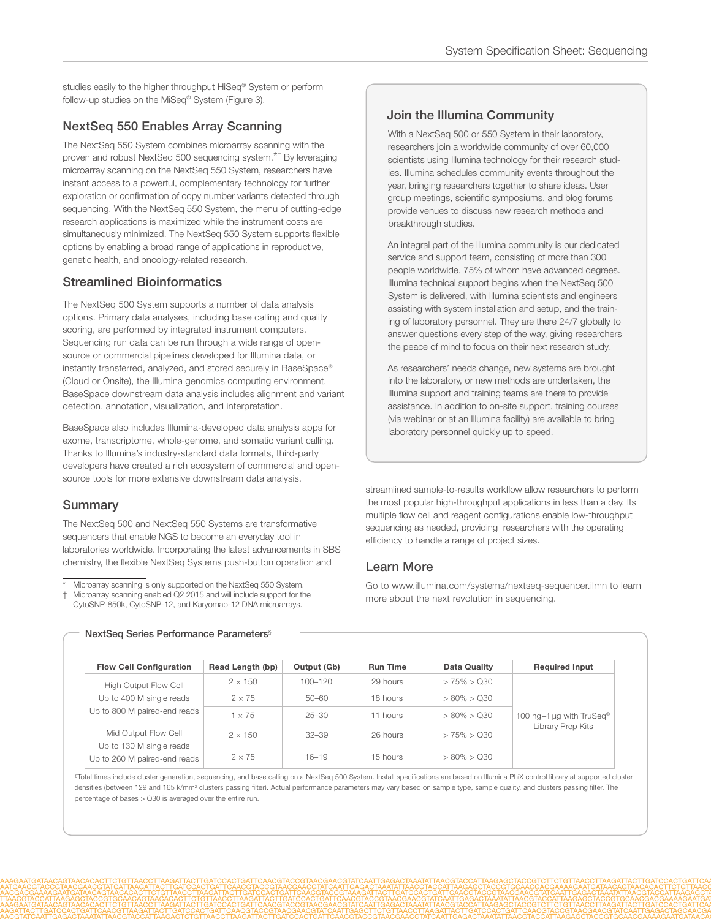studies easily to the higher throughput HiSeq® System or perform follow-up studies on the MiSeq® System (Figure 3).

## NextSeq 550 Enables Array Scanning

The NextSeq 550 System combines microarray scanning with the proven and robust NextSeq 500 sequencing system.*† By leveraging microarray scanning on the NextSeq 550 System, researchers have instant access to a powerful, complementary technology for further exploration or confirmation of copy number variants detected through sequencing. With the NextSeq 550 System, the menu of cutting-edge research applications is maximized while the instrument costs are simultaneously minimized. The NextSeq 550 System supports flexible options by enabling a broad range of applications in reproductive, genetic health, and oncology-related research.

## Streamlined Bioinformatics

The NextSeq 500 System supports a number of data analysis options. Primary data analyses, including base calling and quality scoring, are performed by integrated instrument computers. Sequencing run data can be run through a wide range of open-source or commercial pipelines developed for Illumina data, or instantly transferred, analyzed, and stored securely in BaseSpace® (Cloud or Onsite), the Illumina genomics computing environment. BaseSpace downstream data analysis includes alignment and variant detection, annotation, visualization, and interpretation.

BaseSpace also includes Illumina-developed data analysis apps for exome, transcriptome, whole-genome, and somatic variant calling. Thanks to Illumina's industry-standard data formats, third-party developers have created a rich ecosystem of commercial and open-source tools for more extensive downstream data analysis.

## Summary

The NextSeq 500 and NextSeq 550 Systems are transformative sequencers that enable NGS to become an everyday tool in laboratories worldwide. Incorporating the latest advancements in SBS chemistry, the flexible NextSeq Systems push-button operation and streamlined sample-to-results workflow allow researchers to perform the most popular high-throughput applications in less than a day. Its multiple flow cell and reagent configurations enable low-throughput sequencing as needed, providing researchers with the operating efficiency to handle a range of project sizes.

\* Microarray scanning is only supported on the NextSeq 550 System.

† Microarray scanning enabled Q2 2015 and will include support for the CytoSNP-850k, CytoSNP-12, and Karyomap-12 DNA microarrays.

## Join the Illumina Community

With a NextSeq 500 or 550 System in their laboratory, researchers join a worldwide community of over 60,000 scientists using Illumina technology for their research studies. Illumina schedules community events throughout the year, bringing researchers together to share ideas. User group meetings, scientific symposiums, and blog forums provide venues to discuss new research methods and breakthrough studies.

An integral part of the Illumina community is our dedicated service and support team, consisting of more than 300 people worldwide, 75% of whom have advanced degrees. Illumina technical support begins when the NextSeq 500 System is delivered, with Illumina scientists and engineers assisting with system installation and setup, and the training of laboratory personnel. They are there 24/7 globally to answer questions every step of the way, giving researchers the peace of mind to focus on their next research study.

As researchers' needs change, new systems are brought into the laboratory, or new methods are undertaken, the Illumina support and training teams are there to provide assistance. In addition to on-site support, training courses (via webinar or at an Illumina facility) are available to bring laboratory personnel quickly up to speed.

## Learn More

Go to www.illumina.com/systems/nextseq-sequencer.ilmn to learn more about the next revolution in sequencing.

### NextSeq Series Performance Parameters§

| Flow Cell Configuration | Read Length (bp) | Output (Gb) | Run Time | Data Quality | Required Input |
|---|---|---|---|---|---|
| High Output Flow Cell<br>Up to 400 M single reads<br>Up to 800 M paired-end reads | 2 × 150 | 100–120 | 29 hours | > 75% > Q30 | 100 ng–1 µg with TruSeq® Library Prep Kits |
| | 2 × 75 | 50–60 | 18 hours | > 80% > Q30 | |
| | 1 × 75 | 25–30 | 11 hours | > 80% > Q30 | |
| Mid Output Flow Cell<br>Up to 130 M single reads<br>Up to 260 M paired-end reads | 2 × 150 | 32–39 | 26 hours | > 75% > Q30 | |
| | 2 × 75 | 16–19 | 15 hours | > 80% > Q30 | |

§Total times include cluster generation, sequencing, and base calling on a NextSeq 500 System. Install specifications are based on Illumina PhiX control library at supported cluster densities (between 129 and 165 k/mm² clusters passing filter). Actual performance parameters may vary based on sample type, sample quality, and clusters passing filter. The percentage of bases > Q30 is averaged over the entire run.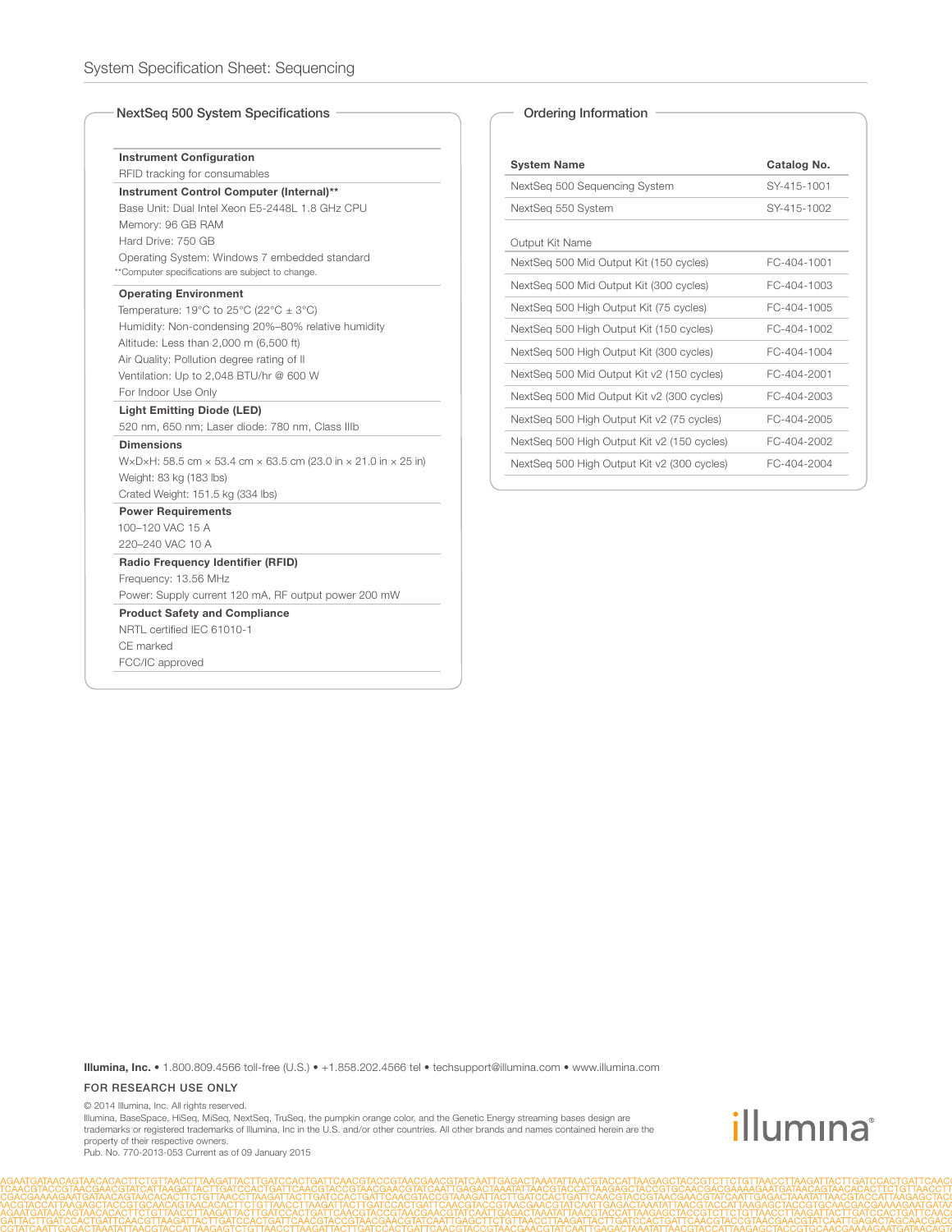## NextSeq 500 System Specifications

| | |
|---|---|
| **Instrument Configuration** | |
| RFID tracking for consumables | |
| **Instrument Control Computer (Internal)**** | |
| Base Unit: Dual Intel Xeon E5-2448L 1.8 GHz CPU | |
| Memory: 96 GB RAM | |
| Hard Drive: 750 GB | |
| Operating System: Windows 7 embedded standard | |
| **Computer specifications are subject to change. | |
| **Operating Environment** | |
| Temperature: 19°C to 25°C (22°C ± 3°C) | |
| Humidity: Non-condensing 20%–80% relative humidity | |
| Altitude: Less than 2,000 m (6,500 ft) | |
| Air Quality: Pollution degree rating of II | |
| Ventilation: Up to 2,048 BTU/hr @ 600 W | |
| For Indoor Use Only | |
| **Light Emitting Diode (LED)** | |
| 520 nm, 650 nm; Laser diode: 780 nm, Class IIIb | |
| **Dimensions** | |
| W×D×H: 58.5 cm × 53.4 cm × 63.5 cm (23.0 in × 21.0 in × 25 in) | |
| Weight: 83 kg (183 lbs) | |
| Crated Weight: 151.5 kg (334 lbs) | |
| **Power Requirements** | |
| 100–120 VAC 15 A | |
| 220–240 VAC 10 A | |
| **Radio Frequency Identifier (RFID)** | |
| Frequency: 13.56 MHz | |
| Power: Supply current 120 mA, RF output power 200 mW | |
| **Product Safety and Compliance** | |
| NRTL certified IEC 61010-1 | |
| CE marked | |
| FCC/IC approved | |

## Ordering Information

| System Name | Catalog No. |
|---|---|
| NextSeq 500 Sequencing System | SY-415-1001 |
| NextSeq 550 System | SY-415-1002 |
| Output Kit Name | |
| NextSeq 500 Mid Output Kit (150 cycles) | FC-404-1001 |
| NextSeq 500 Mid Output Kit (300 cycles) | FC-404-1003 |
| NextSeq 500 High Output Kit (75 cycles) | FC-404-1005 |
| NextSeq 500 High Output Kit (150 cycles) | FC-404-1002 |
| NextSeq 500 High Output Kit (300 cycles) | FC-404-1004 |
| NextSeq 500 Mid Output Kit v2 (150 cycles) | FC-404-2001 |
| NextSeq 500 Mid Output Kit v2 (300 cycles) | FC-404-2003 |
| NextSeq 500 High Output Kit v2 (75 cycles) | FC-404-2005 |
| NextSeq 500 High Output Kit v2 (150 cycles) | FC-404-2002 |
| NextSeq 500 High Output Kit v2 (300 cycles) | FC-404-2004 |

**Illumina, Inc.** • 1.800.809.4566 toll-free (U.S.) • +1.858.202.4566 tel • techsupport@illumina.com • www.illumina.com

FOR RESEARCH USE ONLY

© 2014 Illumina, Inc. All rights reserved.
Illumina, BaseSpace, HiSeq, MiSeq, NextSeq, TruSeq, the pumpkin orange color, and the Genetic Energy streaming bases design are trademarks or registered trademarks of Illumina, Inc in the U.S. and/or other countries. All other brands and names contained herein are the property of their respective owners.
Pub. No. 770-2013-053 Current as of 09 January 2015